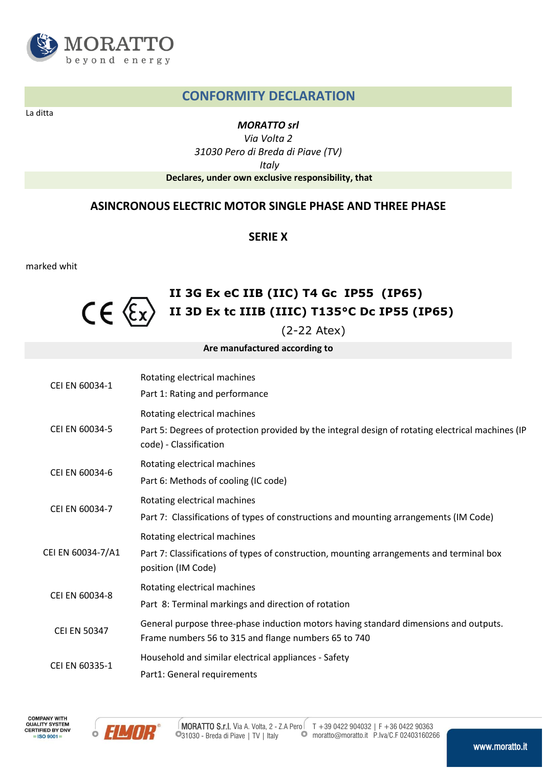# CONFORMITY DECLARATION

La ditta

*MORATTO srl*
*Via Volta 2*
*31030 Pero di Breda di Piave (TV)*
*Italy*

**Declares, under own exclusive responsibility, that**

## ASINCRONOUS ELECTRIC MOTOR SINGLE PHASE AND THREE PHASE

## SERIE X

marked whit

CE Ex **II 3G Ex eC IIB (IIC) T4 Gc IP55 (IP65)**
**II 3D Ex tc IIIB (IIIC) T135°C Dc IP55 (IP65)**
(2-22 Atex)

**Are manufactured according to**

| | |
|---|---|
| CEI EN 60034-1 | Rotating electrical machines<br>Part 1: Rating and performance |
| CEI EN 60034-5 | Rotating electrical machines<br>Part 5: Degrees of protection provided by the integral design of rotating electrical machines (IP code) - Classification |
| CEI EN 60034-6 | Rotating electrical machines<br>Part 6: Methods of cooling (IC code) |
| CEI EN 60034-7 | Rotating electrical machines<br>Part 7: Classifications of types of constructions and mounting arrangements (IM Code) |
| CEI EN 60034-7/A1 | Rotating electrical machines<br>Part 7: Classifications of types of construction, mounting arrangements and terminal box position (IM Code) |
| CEI EN 60034-8 | Rotating electrical machines<br>Part 8: Terminal markings and direction of rotation |
| CEI EN 50347 | General purpose three-phase induction motors having standard dimensions and outputs. Frame numbers 56 to 315 and flange numbers 65 to 740 |
| CEI EN 60335-1 | Household and similar electrical appliances - Safety<br>Part1: General requirements |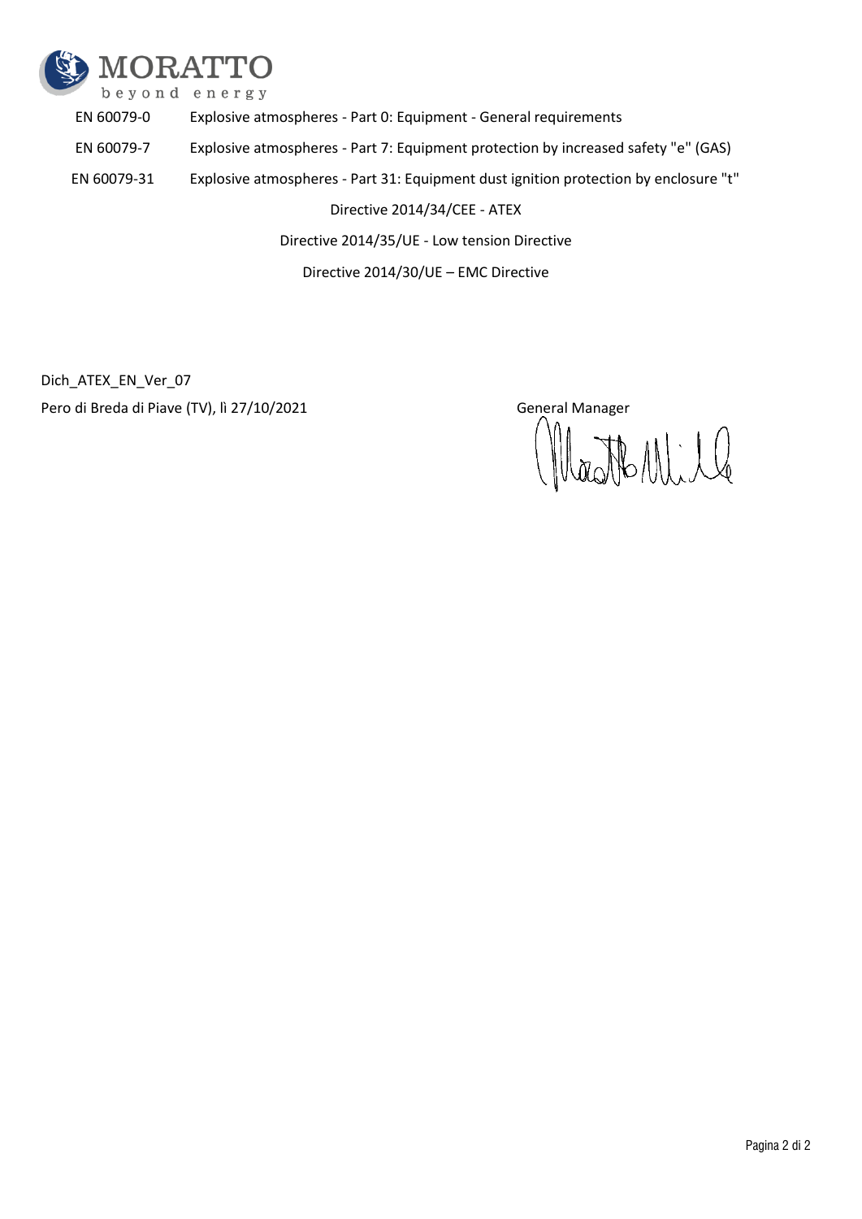| | |
|---|---|
| EN 60079-0 | Explosive atmospheres - Part 0: Equipment - General requirements |
| EN 60079-7 | Explosive atmospheres - Part 7: Equipment protection by increased safety "e" (GAS) |
| EN 60079-31 | Explosive atmospheres - Part 31: Equipment dust ignition protection by enclosure "t" |

Directive 2014/34/CEE - ATEX

Directive 2014/35/UE - Low tension Directive

Directive 2014/30/UE – EMC Directive

Dich_ATEX_EN_Ver_07

Pero di Breda di Piave (TV), lì 27/10/2021

General Manager